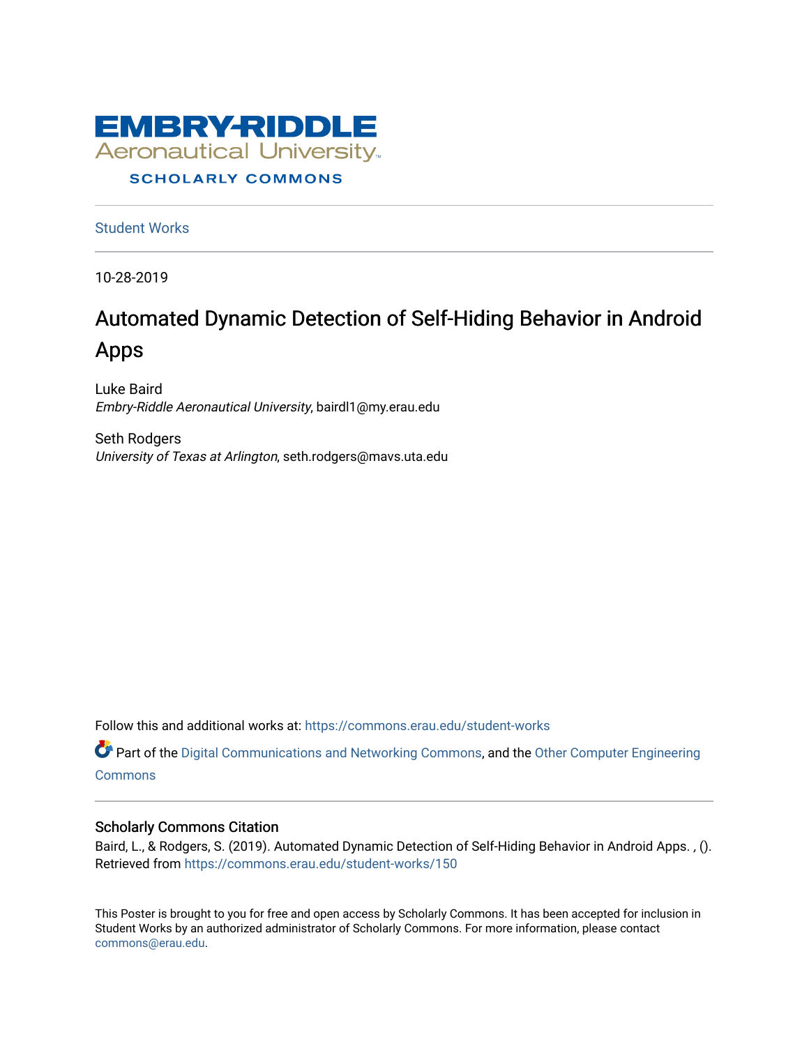Embry-Riddle Aeronautical University

SCHOLARLY COMMONS

Student Works

10-28-2019

# Automated Dynamic Detection of Self-Hiding Behavior in Android Apps

Luke Baird
*Embry-Riddle Aeronautical University*, bairdl1@my.erau.edu

Seth Rodgers
*University of Texas at Arlington*, seth.rodgers@mavs.uta.edu

Follow this and additional works at: https://commons.erau.edu/student-works

Part of the Digital Communications and Networking Commons, and the Other Computer Engineering Commons

## Scholarly Commons Citation

Baird, L., & Rodgers, S. (2019). Automated Dynamic Detection of Self-Hiding Behavior in Android Apps. , (). Retrieved from https://commons.erau.edu/student-works/150

This Poster is brought to you for free and open access by Scholarly Commons. It has been accepted for inclusion in Student Works by an authorized administrator of Scholarly Commons. For more information, please contact commons@erau.edu.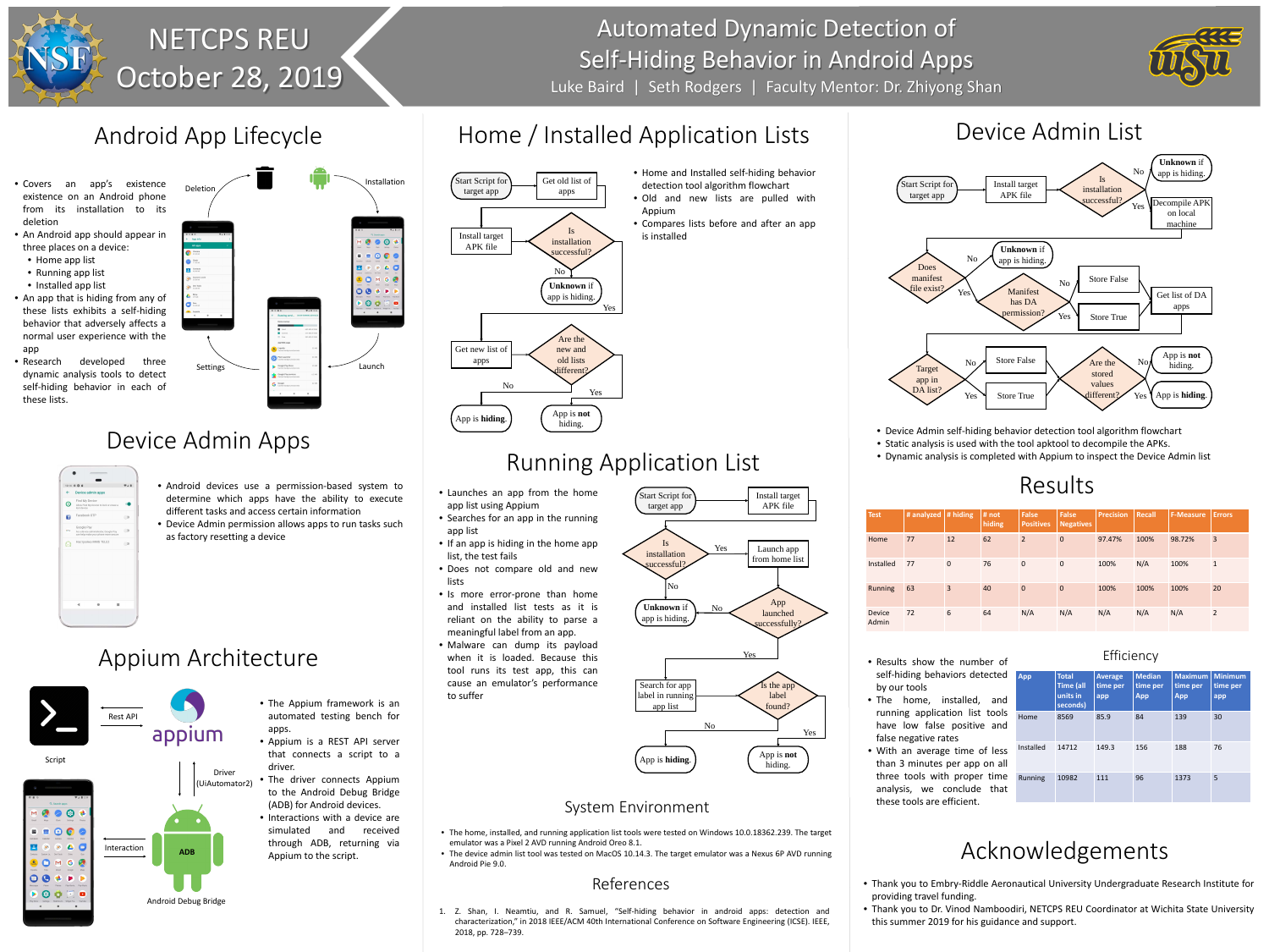# NETCPS REU October 28, 2019

# Automated Dynamic Detection of Self-Hiding Behavior in Android Apps

Luke Baird | Seth Rodgers | Faculty Mentor: Dr. Zhiyong Shan

## Android App Lifecycle

- Covers an app's existence on an Android phone from its installation to its deletion
- An Android app should appear in three places on a device:
  - Home app list
  - Running app list
  - Installed app list
- An app that is hiding from any of these lists exhibits a self-hiding behavior that adversely affects a normal user experience with the app
- Research developed three dynamic analysis tools to detect self-hiding behavior in each of these lists.

Deletion
Installation
Settings
Launch

## Device Admin Apps

- Android devices use a permission-based system to determine which apps have the ability to execute different tasks and access certain information
- Device Admin permission allows apps to run tasks such as factory resetting a device

## Appium Architecture

Script
Rest API
appium
Driver (UiAutomator2)
Interaction
ADB
Android Debug Bridge

- The Appium framework is an automated testing bench for apps.
- Appium is a REST API server that connects a script to a driver.
- The driver connects Appium to the Android Debug Bridge (ADB) for Android devices.
- Interactions with a device are simulated and received through ADB, returning via Appium to the script.

## Home / Installed Application Lists

Start Script for target app
Get old list of apps
Install target APK file
Is installation successful?
No
Unknown if app is hiding.
Yes
Get new list of apps
Are the new and old lists different?
No
Yes
App is **hiding**.
App is **not** hiding.

- Home and Installed self-hiding behavior detection tool algorithm flowchart
- Old and new lists are pulled with Appium
- Compares lists before and after an app is installed

## Running Application List

- Launches an app from the home app list using Appium
- Searches for an app in the running app list
- If an app is hiding in the home app list, the test fails
- Does not compare old and new lists
- Is more error-prone than home and installed list tests as it is reliant on the ability to parse a meaningful label from an app.
- Malware can dump its payload when it is loaded. Because this tool runs its test app, this can cause an emulator's performance to suffer

Start Script for target app
Install target APK file
Is installation successful?
Yes
Launch app from home list
No
Unknown if app is hiding.
No
App launched successfully?
Yes
Search for app label in running app list
Is the app label found?
No
Yes
App is **hiding**.
App is **not** hiding.

## System Environment

- The home, installed, and running application list tools were tested on Windows 10.0.18362.239. The target emulator was a Pixel 2 AVD running Android Oreo 8.1.
- The device admin list tool was tested on MacOS 10.14.3. The target emulator was a Nexus 6P AVD running Android Pie 9.0.

## References

1. Z. Shan, I. Neamtiu, and R. Samuel, "Self-hiding behavior in android apps: detection and characterization," in 2018 IEEE/ACM 40th International Conference on Software Engineering (ICSE). IEEE, 2018, pp. 728–739.

## Device Admin List

Start Script for target app
Install target APK file
Is installation successful?
No
Unknown if app is hiding.
Yes
Decompile APK on local machine
Does manifest file exist?
No
Unknown if app is hiding.
Yes
Manifest has DA permission?
No
Store False
Yes
Store True
Get list of DA apps
Target app in DA list?
No
Store False
Yes
Store True
Are the stored values different?
No
App is **not** hiding.
Yes
App is **hiding**.

- Device Admin self-hiding behavior detection tool algorithm flowchart
- Static analysis is used with the tool apktool to decompile the APKs.
- Dynamic analysis is completed with Appium to inspect the Device Admin list

## Results

| Test | # analyzed | # hiding | # not hiding | False Positives | False Negatives | Precision | Recall | F-Measure | Errors |
|---|---|---|---|---|---|---|---|---|---|
| Home | 77 | 12 | 62 | 2 | 0 | 97.47% | 100% | 98.72% | 3 |
| Installed | 77 | 0 | 76 | 0 | 0 | 100% | N/A | 100% | 1 |
| Running | 63 | 3 | 40 | 0 | 0 | 100% | 100% | 100% | 20 |
| Device Admin | 72 | 6 | 64 | N/A | N/A | N/A | N/A | N/A | 2 |

- Results show the number of self-hiding behaviors detected by our tools
- The home, installed, and running application list tools have low false positive and false negative rates
- With an average time of less than 3 minutes per app on all three tools with proper time analysis, we conclude that these tools are efficient.

### Efficiency

| App | Total Time (all units in seconds) | Average time per app | Median time per App | Maximum time per App | Minimum time per app |
|---|---|---|---|---|---|
| Home | 8569 | 85.9 | 84 | 139 | 30 |
| Installed | 14712 | 149.3 | 156 | 188 | 76 |
| Running | 10982 | 111 | 96 | 1373 | 5 |

## Acknowledgements

- Thank you to Embry-Riddle Aeronautical University Undergraduate Research Institute for providing travel funding.
- Thank you to Dr. Vinod Namboodiri, NETCPS REU Coordinator at Wichita State University this summer 2019 for his guidance and support.